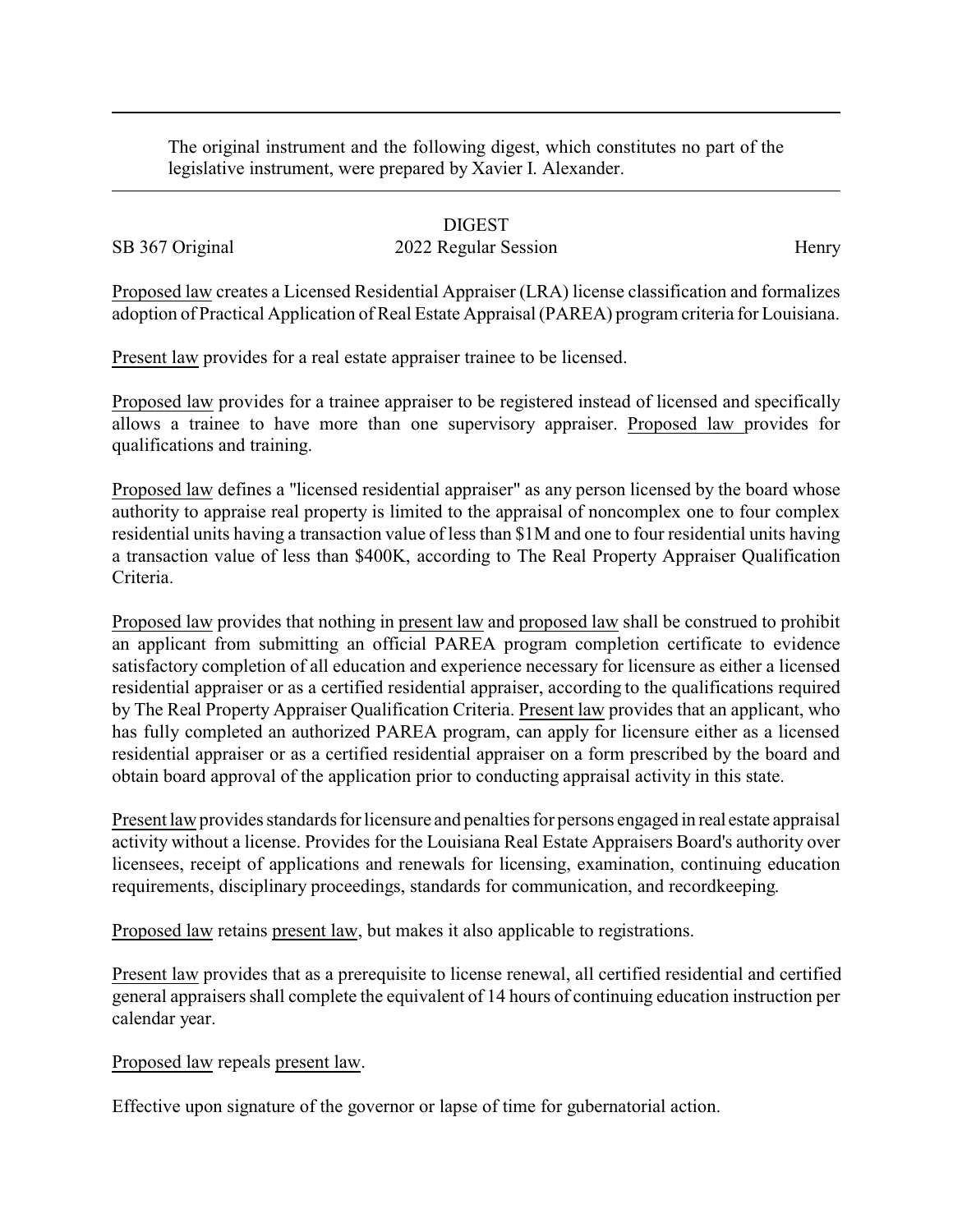The original instrument and the following digest, which constitutes no part of the legislative instrument, were prepared by Xavier I. Alexander.

# DIGEST

SB 367 Original | 2022 Regular Session | Henry

Proposed law creates a Licensed Residential Appraiser (LRA) license classification and formalizes adoption of Practical Application of Real Estate Appraisal (PAREA) program criteria for Louisiana.

Present law provides for a real estate appraiser trainee to be licensed.

Proposed law provides for a trainee appraiser to be registered instead of licensed and specifically allows a trainee to have more than one supervisory appraiser. Proposed law provides for qualifications and training.

Proposed law defines a "licensed residential appraiser" as any person licensed by the board whose authority to appraise real property is limited to the appraisal of noncomplex one to four complex residential units having a transaction value of less than $1M and one to four residential units having a transaction value of less than $400K, according to The Real Property Appraiser Qualification Criteria.

Proposed law provides that nothing in present law and proposed law shall be construed to prohibit an applicant from submitting an official PAREA program completion certificate to evidence satisfactory completion of all education and experience necessary for licensure as either a licensed residential appraiser or as a certified residential appraiser, according to the qualifications required by The Real Property Appraiser Qualification Criteria. Present law provides that an applicant, who has fully completed an authorized PAREA program, can apply for licensure either as a licensed residential appraiser or as a certified residential appraiser on a form prescribed by the board and obtain board approval of the application prior to conducting appraisal activity in this state.

Present law provides standards for licensure and penalties for persons engaged in real estate appraisal activity without a license. Provides for the Louisiana Real Estate Appraisers Board's authority over licensees, receipt of applications and renewals for licensing, examination, continuing education requirements, disciplinary proceedings, standards for communication, and recordkeeping.

Proposed law retains present law, but makes it also applicable to registrations.

Present law provides that as a prerequisite to license renewal, all certified residential and certified general appraisers shall complete the equivalent of 14 hours of continuing education instruction per calendar year.

Proposed law repeals present law.

Effective upon signature of the governor or lapse of time for gubernatorial action.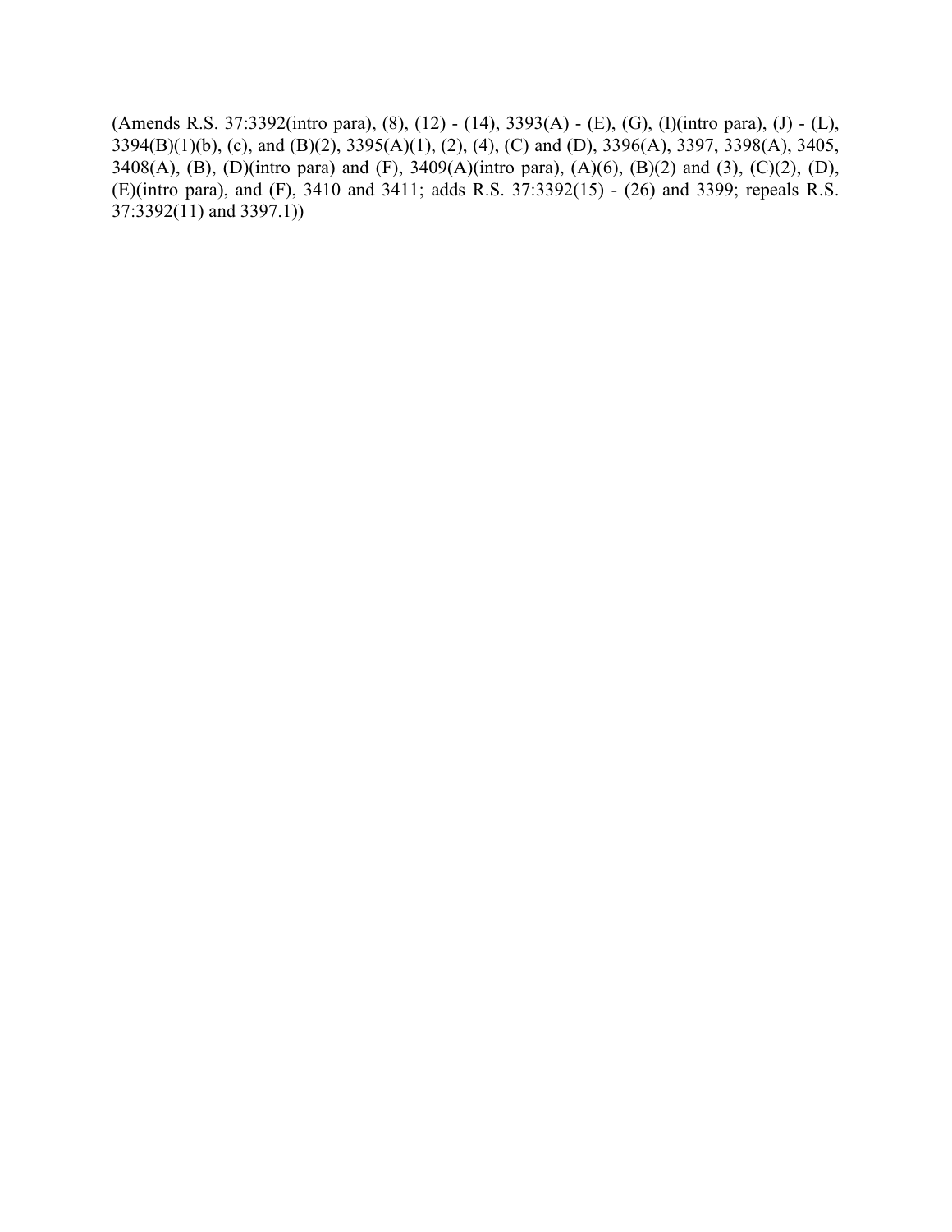(Amends R.S. 37:3392(intro para), (8), (12) - (14), 3393(A) - (E), (G), (I)(intro para), (J) - (L), 3394(B)(1)(b), (c), and (B)(2), 3395(A)(1), (2), (4), (C) and (D), 3396(A), 3397, 3398(A), 3405, 3408(A), (B), (D)(intro para) and (F), 3409(A)(intro para), (A)(6), (B)(2) and (3), (C)(2), (D), (E)(intro para), and (F), 3410 and 3411; adds R.S. 37:3392(15) - (26) and 3399; repeals R.S. 37:3392(11) and 3397.1))